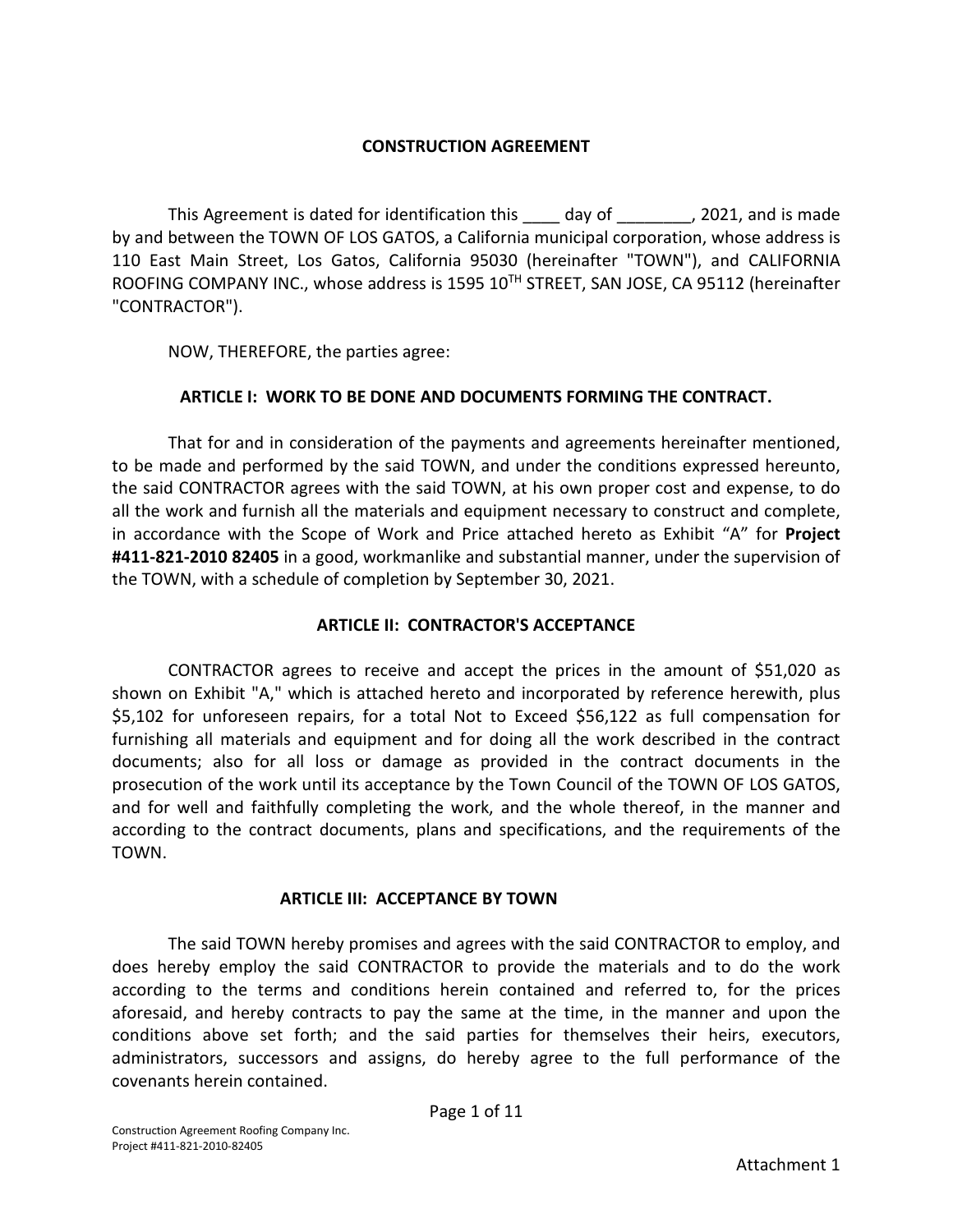# CONSTRUCTION AGREEMENT

This Agreement is dated for identification this ____ day of ________, 2021, and is made by and between the TOWN OF LOS GATOS, a California municipal corporation, whose address is 110 East Main Street, Los Gatos, California 95030 (hereinafter "TOWN"), and CALIFORNIA ROOFING COMPANY INC., whose address is 1595 10TH STREET, SAN JOSE, CA 95112 (hereinafter "CONTRACTOR").

NOW, THEREFORE, the parties agree:

## ARTICLE I: WORK TO BE DONE AND DOCUMENTS FORMING THE CONTRACT.

That for and in consideration of the payments and agreements hereinafter mentioned, to be made and performed by the said TOWN, and under the conditions expressed hereunto, the said CONTRACTOR agrees with the said TOWN, at his own proper cost and expense, to do all the work and furnish all the materials and equipment necessary to construct and complete, in accordance with the Scope of Work and Price attached hereto as Exhibit "A" for **Project #411-821-2010 82405** in a good, workmanlike and substantial manner, under the supervision of the TOWN, with a schedule of completion by September 30, 2021.

## ARTICLE II: CONTRACTOR'S ACCEPTANCE

CONTRACTOR agrees to receive and accept the prices in the amount of $51,020 as shown on Exhibit "A," which is attached hereto and incorporated by reference herewith, plus $5,102 for unforeseen repairs, for a total Not to Exceed $56,122 as full compensation for furnishing all materials and equipment and for doing all the work described in the contract documents; also for all loss or damage as provided in the contract documents in the prosecution of the work until its acceptance by the Town Council of the TOWN OF LOS GATOS, and for well and faithfully completing the work, and the whole thereof, in the manner and according to the contract documents, plans and specifications, and the requirements of the TOWN.

## ARTICLE III: ACCEPTANCE BY TOWN

The said TOWN hereby promises and agrees with the said CONTRACTOR to employ, and does hereby employ the said CONTRACTOR to provide the materials and to do the work according to the terms and conditions herein contained and referred to, for the prices aforesaid, and hereby contracts to pay the same at the time, in the manner and upon the conditions above set forth; and the said parties for themselves their heirs, executors, administrators, successors and assigns, do hereby agree to the full performance of the covenants herein contained.

Attachment 1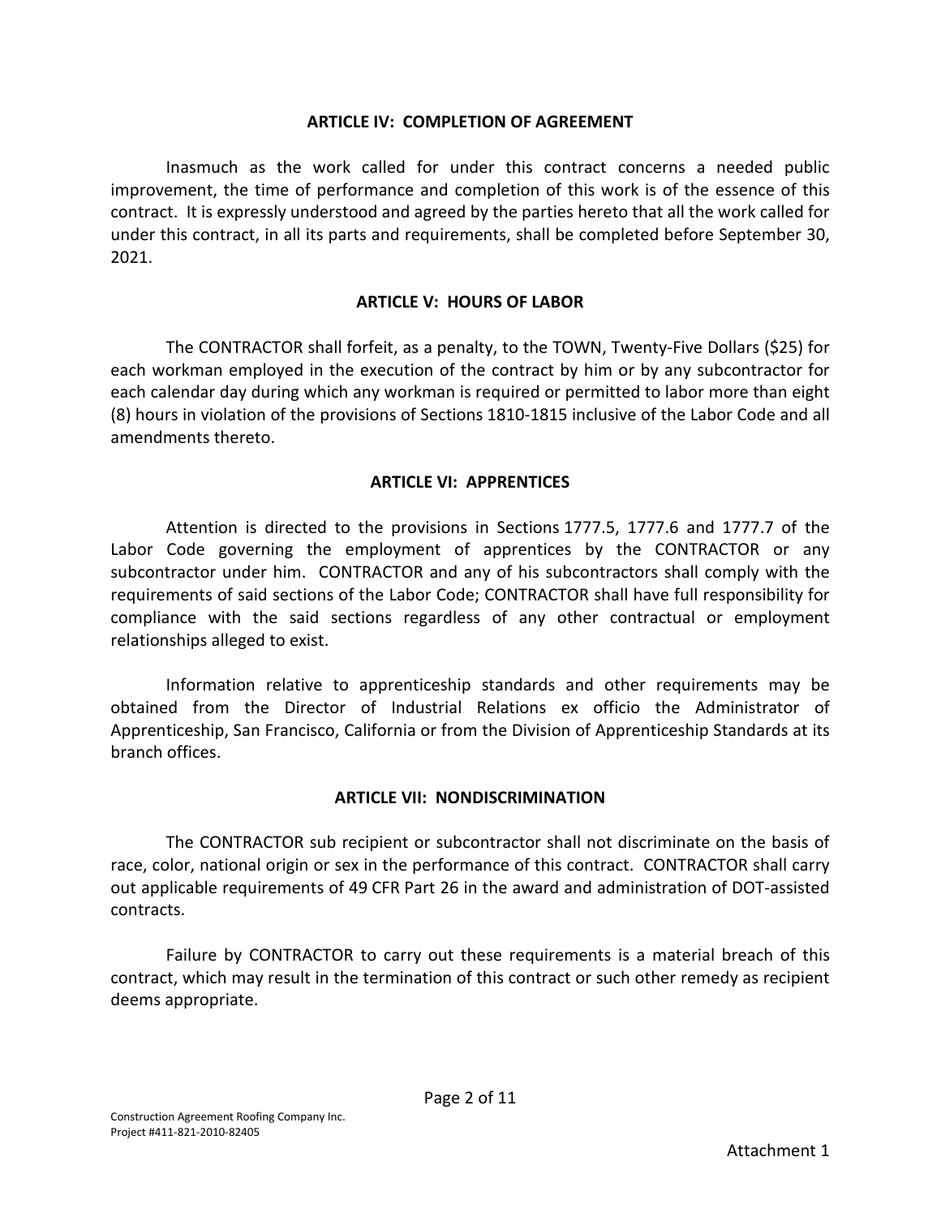## ARTICLE IV: COMPLETION OF AGREEMENT

Inasmuch as the work called for under this contract concerns a needed public improvement, the time of performance and completion of this work is of the essence of this contract. It is expressly understood and agreed by the parties hereto that all the work called for under this contract, in all its parts and requirements, shall be completed before September 30, 2021.

## ARTICLE V: HOURS OF LABOR

The CONTRACTOR shall forfeit, as a penalty, to the TOWN, Twenty-Five Dollars ($25) for each workman employed in the execution of the contract by him or by any subcontractor for each calendar day during which any workman is required or permitted to labor more than eight (8) hours in violation of the provisions of Sections 1810-1815 inclusive of the Labor Code and all amendments thereto.

## ARTICLE VI: APPRENTICES

Attention is directed to the provisions in Sections 1777.5, 1777.6 and 1777.7 of the Labor Code governing the employment of apprentices by the CONTRACTOR or any subcontractor under him. CONTRACTOR and any of his subcontractors shall comply with the requirements of said sections of the Labor Code; CONTRACTOR shall have full responsibility for compliance with the said sections regardless of any other contractual or employment relationships alleged to exist.

Information relative to apprenticeship standards and other requirements may be obtained from the Director of Industrial Relations ex officio the Administrator of Apprenticeship, San Francisco, California or from the Division of Apprenticeship Standards at its branch offices.

## ARTICLE VII: NONDISCRIMINATION

The CONTRACTOR sub recipient or subcontractor shall not discriminate on the basis of race, color, national origin or sex in the performance of this contract. CONTRACTOR shall carry out applicable requirements of 49 CFR Part 26 in the award and administration of DOT-assisted contracts.

Failure by CONTRACTOR to carry out these requirements is a material breach of this contract, which may result in the termination of this contract or such other remedy as recipient deems appropriate.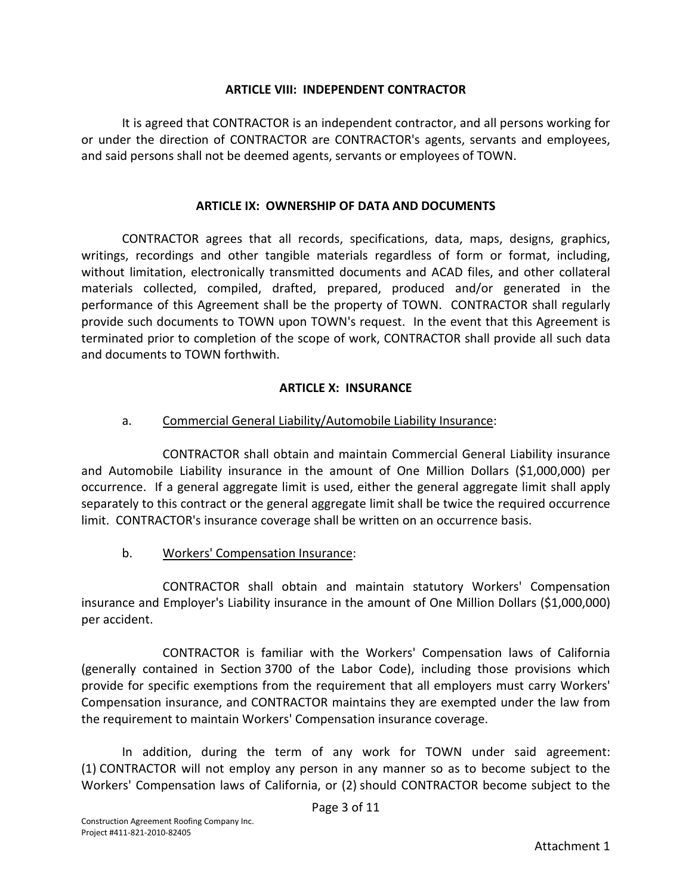## ARTICLE VIII: INDEPENDENT CONTRACTOR

It is agreed that CONTRACTOR is an independent contractor, and all persons working for or under the direction of CONTRACTOR are CONTRACTOR's agents, servants and employees, and said persons shall not be deemed agents, servants or employees of TOWN.

## ARTICLE IX: OWNERSHIP OF DATA AND DOCUMENTS

CONTRACTOR agrees that all records, specifications, data, maps, designs, graphics, writings, recordings and other tangible materials regardless of form or format, including, without limitation, electronically transmitted documents and ACAD files, and other collateral materials collected, compiled, drafted, prepared, produced and/or generated in the performance of this Agreement shall be the property of TOWN. CONTRACTOR shall regularly provide such documents to TOWN upon TOWN's request. In the event that this Agreement is terminated prior to completion of the scope of work, CONTRACTOR shall provide all such data and documents to TOWN forthwith.

## ARTICLE X: INSURANCE

a. Commercial General Liability/Automobile Liability Insurance:

CONTRACTOR shall obtain and maintain Commercial General Liability insurance and Automobile Liability insurance in the amount of One Million Dollars ($1,000,000) per occurrence. If a general aggregate limit is used, either the general aggregate limit shall apply separately to this contract or the general aggregate limit shall be twice the required occurrence limit. CONTRACTOR's insurance coverage shall be written on an occurrence basis.

b. Workers' Compensation Insurance:

CONTRACTOR shall obtain and maintain statutory Workers' Compensation insurance and Employer's Liability insurance in the amount of One Million Dollars ($1,000,000) per accident.

CONTRACTOR is familiar with the Workers' Compensation laws of California (generally contained in Section 3700 of the Labor Code), including those provisions which provide for specific exemptions from the requirement that all employers must carry Workers' Compensation insurance, and CONTRACTOR maintains they are exempted under the law from the requirement to maintain Workers' Compensation insurance coverage.

In addition, during the term of any work for TOWN under said agreement: (1) CONTRACTOR will not employ any person in any manner so as to become subject to the Workers' Compensation laws of California, or (2) should CONTRACTOR become subject to the

Construction Agreement Roofing Company Inc.
Project #411-821-2010-82405

Attachment 1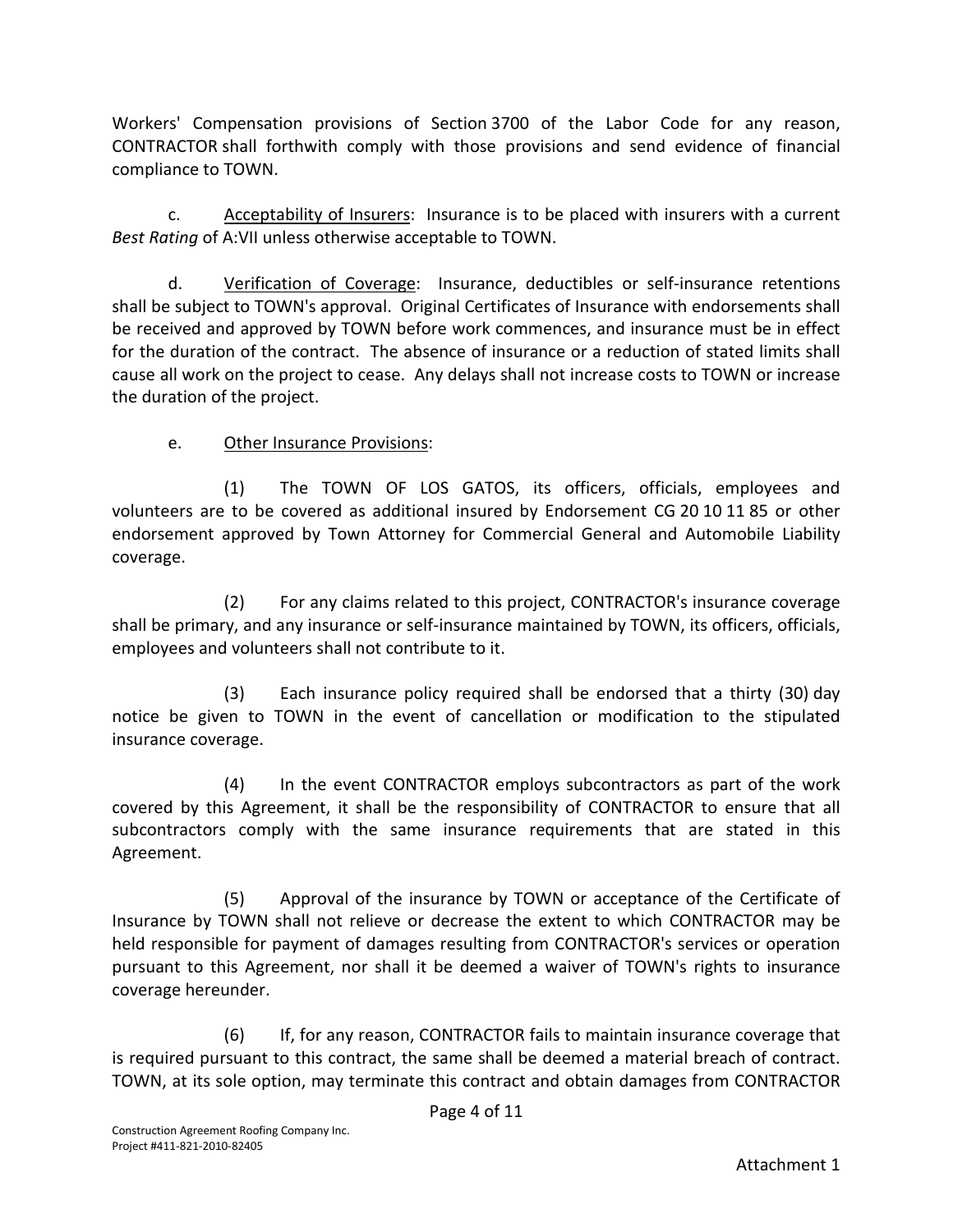Workers' Compensation provisions of Section 3700 of the Labor Code for any reason, CONTRACTOR shall forthwith comply with those provisions and send evidence of financial compliance to TOWN.

c. Acceptability of Insurers: Insurance is to be placed with insurers with a current *Best Rating* of A:VII unless otherwise acceptable to TOWN.

d. Verification of Coverage: Insurance, deductibles or self-insurance retentions shall be subject to TOWN's approval. Original Certificates of Insurance with endorsements shall be received and approved by TOWN before work commences, and insurance must be in effect for the duration of the contract. The absence of insurance or a reduction of stated limits shall cause all work on the project to cease. Any delays shall not increase costs to TOWN or increase the duration of the project.

e. Other Insurance Provisions:

(1) The TOWN OF LOS GATOS, its officers, officials, employees and volunteers are to be covered as additional insured by Endorsement CG 20 10 11 85 or other endorsement approved by Town Attorney for Commercial General and Automobile Liability coverage.

(2) For any claims related to this project, CONTRACTOR's insurance coverage shall be primary, and any insurance or self-insurance maintained by TOWN, its officers, officials, employees and volunteers shall not contribute to it.

(3) Each insurance policy required shall be endorsed that a thirty (30) day notice be given to TOWN in the event of cancellation or modification to the stipulated insurance coverage.

(4) In the event CONTRACTOR employs subcontractors as part of the work covered by this Agreement, it shall be the responsibility of CONTRACTOR to ensure that all subcontractors comply with the same insurance requirements that are stated in this Agreement.

(5) Approval of the insurance by TOWN or acceptance of the Certificate of Insurance by TOWN shall not relieve or decrease the extent to which CONTRACTOR may be held responsible for payment of damages resulting from CONTRACTOR's services or operation pursuant to this Agreement, nor shall it be deemed a waiver of TOWN's rights to insurance coverage hereunder.

(6) If, for any reason, CONTRACTOR fails to maintain insurance coverage that is required pursuant to this contract, the same shall be deemed a material breach of contract. TOWN, at its sole option, may terminate this contract and obtain damages from CONTRACTOR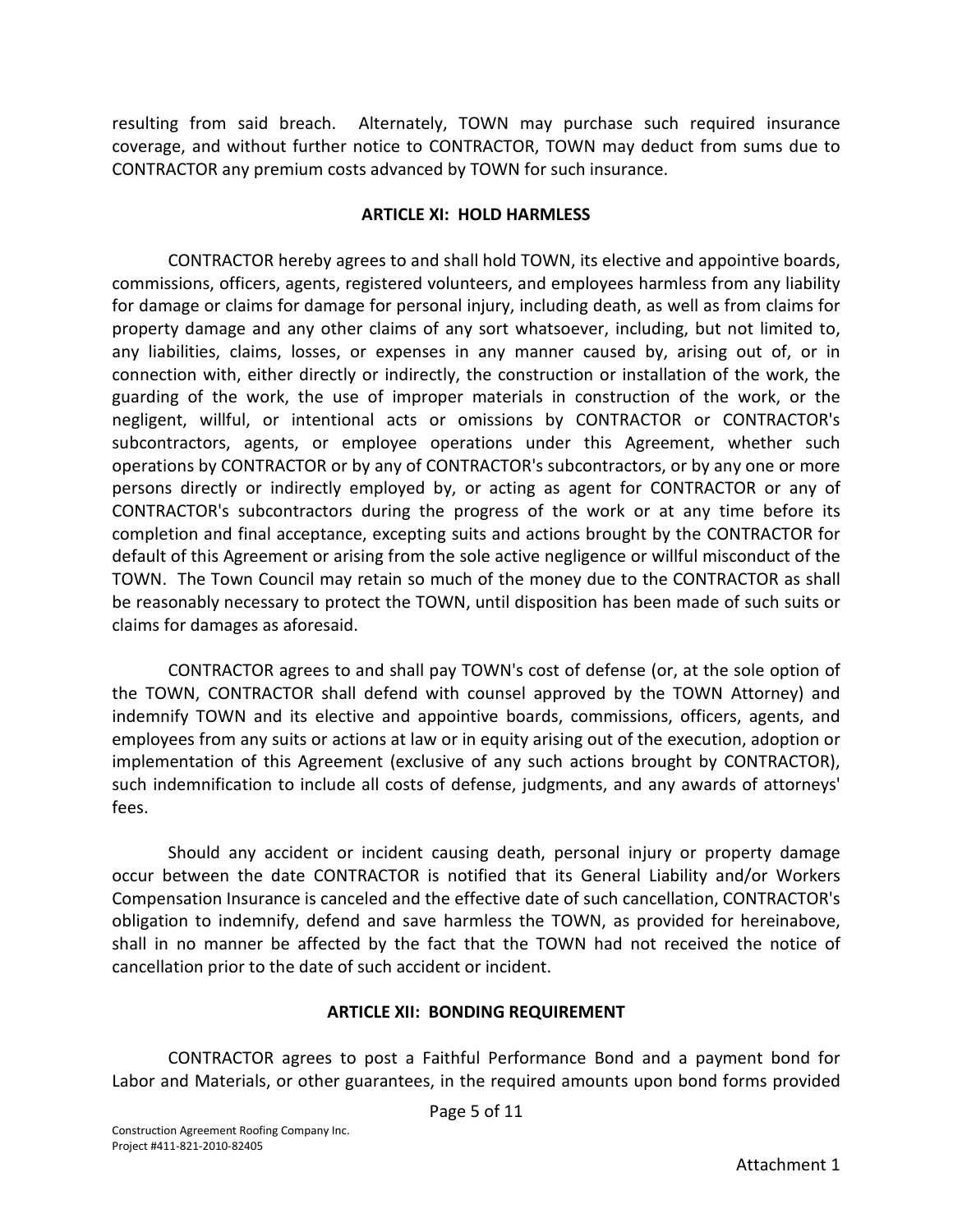resulting from said breach. Alternately, TOWN may purchase such required insurance coverage, and without further notice to CONTRACTOR, TOWN may deduct from sums due to CONTRACTOR any premium costs advanced by TOWN for such insurance.

## ARTICLE XI: HOLD HARMLESS

CONTRACTOR hereby agrees to and shall hold TOWN, its elective and appointive boards, commissions, officers, agents, registered volunteers, and employees harmless from any liability for damage or claims for damage for personal injury, including death, as well as from claims for property damage and any other claims of any sort whatsoever, including, but not limited to, any liabilities, claims, losses, or expenses in any manner caused by, arising out of, or in connection with, either directly or indirectly, the construction or installation of the work, the guarding of the work, the use of improper materials in construction of the work, or the negligent, willful, or intentional acts or omissions by CONTRACTOR or CONTRACTOR's subcontractors, agents, or employee operations under this Agreement, whether such operations by CONTRACTOR or by any of CONTRACTOR's subcontractors, or by any one or more persons directly or indirectly employed by, or acting as agent for CONTRACTOR or any of CONTRACTOR's subcontractors during the progress of the work or at any time before its completion and final acceptance, excepting suits and actions brought by the CONTRACTOR for default of this Agreement or arising from the sole active negligence or willful misconduct of the TOWN. The Town Council may retain so much of the money due to the CONTRACTOR as shall be reasonably necessary to protect the TOWN, until disposition has been made of such suits or claims for damages as aforesaid.

CONTRACTOR agrees to and shall pay TOWN's cost of defense (or, at the sole option of the TOWN, CONTRACTOR shall defend with counsel approved by the TOWN Attorney) and indemnify TOWN and its elective and appointive boards, commissions, officers, agents, and employees from any suits or actions at law or in equity arising out of the execution, adoption or implementation of this Agreement (exclusive of any such actions brought by CONTRACTOR), such indemnification to include all costs of defense, judgments, and any awards of attorneys' fees.

Should any accident or incident causing death, personal injury or property damage occur between the date CONTRACTOR is notified that its General Liability and/or Workers Compensation Insurance is canceled and the effective date of such cancellation, CONTRACTOR's obligation to indemnify, defend and save harmless the TOWN, as provided for hereinabove, shall in no manner be affected by the fact that the TOWN had not received the notice of cancellation prior to the date of such accident or incident.

## ARTICLE XII: BONDING REQUIREMENT

CONTRACTOR agrees to post a Faithful Performance Bond and a payment bond for Labor and Materials, or other guarantees, in the required amounts upon bond forms provided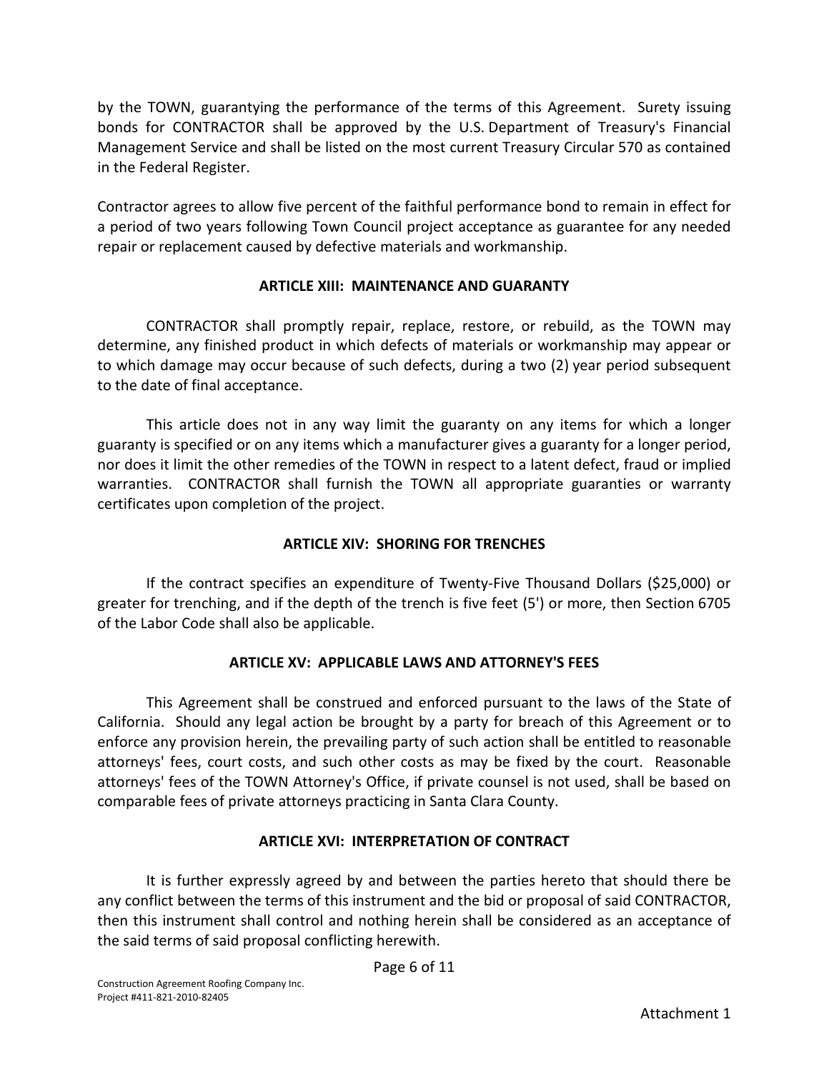by the TOWN, guarantying the performance of the terms of this Agreement. Surety issuing bonds for CONTRACTOR shall be approved by the U.S. Department of Treasury's Financial Management Service and shall be listed on the most current Treasury Circular 570 as contained in the Federal Register.

Contractor agrees to allow five percent of the faithful performance bond to remain in effect for a period of two years following Town Council project acceptance as guarantee for any needed repair or replacement caused by defective materials and workmanship.

**ARTICLE XIII: MAINTENANCE AND GUARANTY**

CONTRACTOR shall promptly repair, replace, restore, or rebuild, as the TOWN may determine, any finished product in which defects of materials or workmanship may appear or to which damage may occur because of such defects, during a two (2) year period subsequent to the date of final acceptance.

This article does not in any way limit the guaranty on any items for which a longer guaranty is specified or on any items which a manufacturer gives a guaranty for a longer period, nor does it limit the other remedies of the TOWN in respect to a latent defect, fraud or implied warranties. CONTRACTOR shall furnish the TOWN all appropriate guaranties or warranty certificates upon completion of the project.

**ARTICLE XIV: SHORING FOR TRENCHES**

If the contract specifies an expenditure of Twenty-Five Thousand Dollars ($25,000) or greater for trenching, and if the depth of the trench is five feet (5') or more, then Section 6705 of the Labor Code shall also be applicable.

**ARTICLE XV: APPLICABLE LAWS AND ATTORNEY'S FEES**

This Agreement shall be construed and enforced pursuant to the laws of the State of California. Should any legal action be brought by a party for breach of this Agreement or to enforce any provision herein, the prevailing party of such action shall be entitled to reasonable attorneys' fees, court costs, and such other costs as may be fixed by the court. Reasonable attorneys' fees of the TOWN Attorney's Office, if private counsel is not used, shall be based on comparable fees of private attorneys practicing in Santa Clara County.

**ARTICLE XVI: INTERPRETATION OF CONTRACT**

It is further expressly agreed by and between the parties hereto that should there be any conflict between the terms of this instrument and the bid or proposal of said CONTRACTOR, then this instrument shall control and nothing herein shall be considered as an acceptance of the said terms of said proposal conflicting herewith.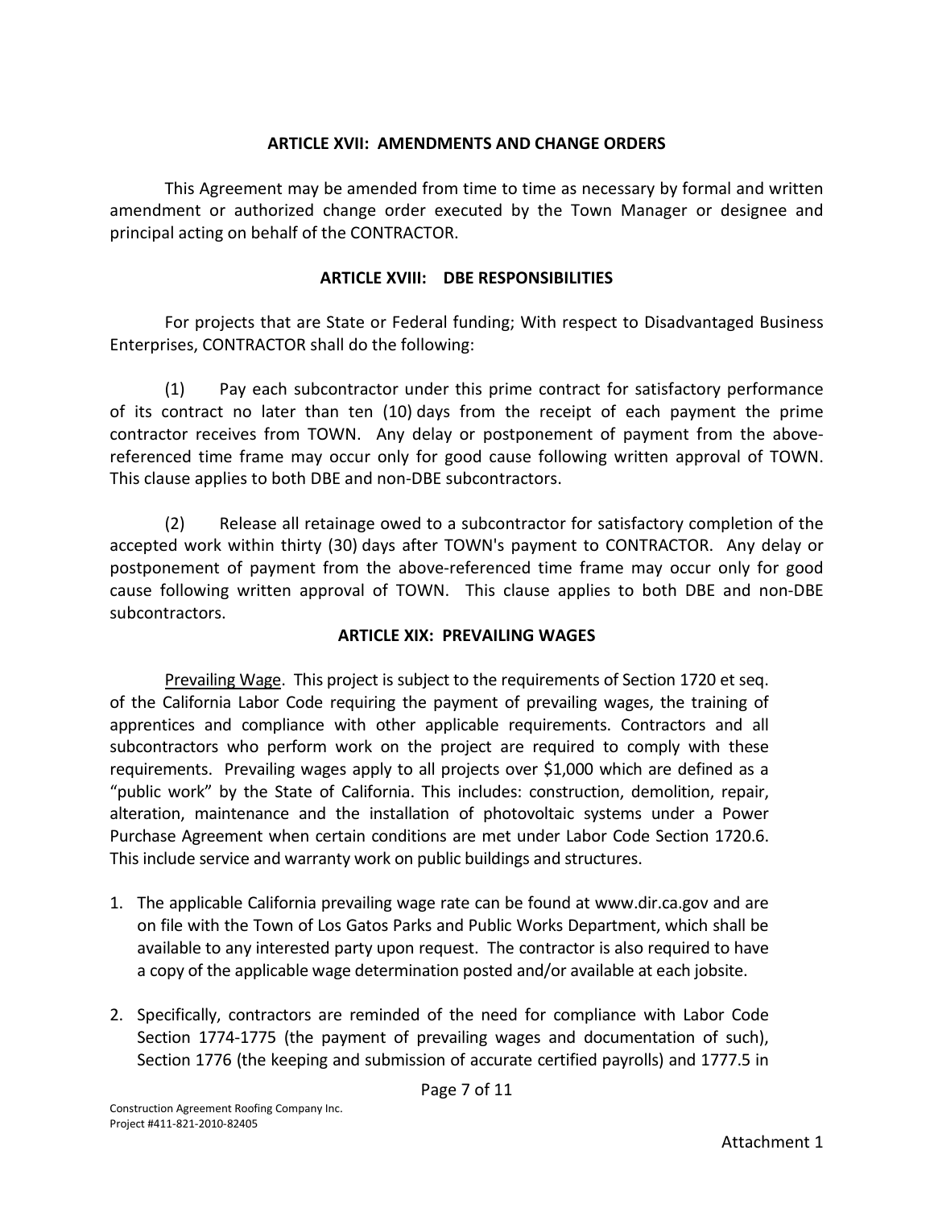## ARTICLE XVII: AMENDMENTS AND CHANGE ORDERS

This Agreement may be amended from time to time as necessary by formal and written amendment or authorized change order executed by the Town Manager or designee and principal acting on behalf of the CONTRACTOR.

## ARTICLE XVIII: DBE RESPONSIBILITIES

For projects that are State or Federal funding; With respect to Disadvantaged Business Enterprises, CONTRACTOR shall do the following:

(1) Pay each subcontractor under this prime contract for satisfactory performance of its contract no later than ten (10) days from the receipt of each payment the prime contractor receives from TOWN. Any delay or postponement of payment from the above-referenced time frame may occur only for good cause following written approval of TOWN. This clause applies to both DBE and non-DBE subcontractors.

(2) Release all retainage owed to a subcontractor for satisfactory completion of the accepted work within thirty (30) days after TOWN's payment to CONTRACTOR. Any delay or postponement of payment from the above-referenced time frame may occur only for good cause following written approval of TOWN. This clause applies to both DBE and non-DBE subcontractors.

## ARTICLE XIX: PREVAILING WAGES

Prevailing Wage. This project is subject to the requirements of Section 1720 et seq. of the California Labor Code requiring the payment of prevailing wages, the training of apprentices and compliance with other applicable requirements. Contractors and all subcontractors who perform work on the project are required to comply with these requirements. Prevailing wages apply to all projects over $1,000 which are defined as a "public work" by the State of California. This includes: construction, demolition, repair, alteration, maintenance and the installation of photovoltaic systems under a Power Purchase Agreement when certain conditions are met under Labor Code Section 1720.6. This include service and warranty work on public buildings and structures.

1. The applicable California prevailing wage rate can be found at www.dir.ca.gov and are on file with the Town of Los Gatos Parks and Public Works Department, which shall be available to any interested party upon request. The contractor is also required to have a copy of the applicable wage determination posted and/or available at each jobsite.

2. Specifically, contractors are reminded of the need for compliance with Labor Code Section 1774-1775 (the payment of prevailing wages and documentation of such), Section 1776 (the keeping and submission of accurate certified payrolls) and 1777.5 in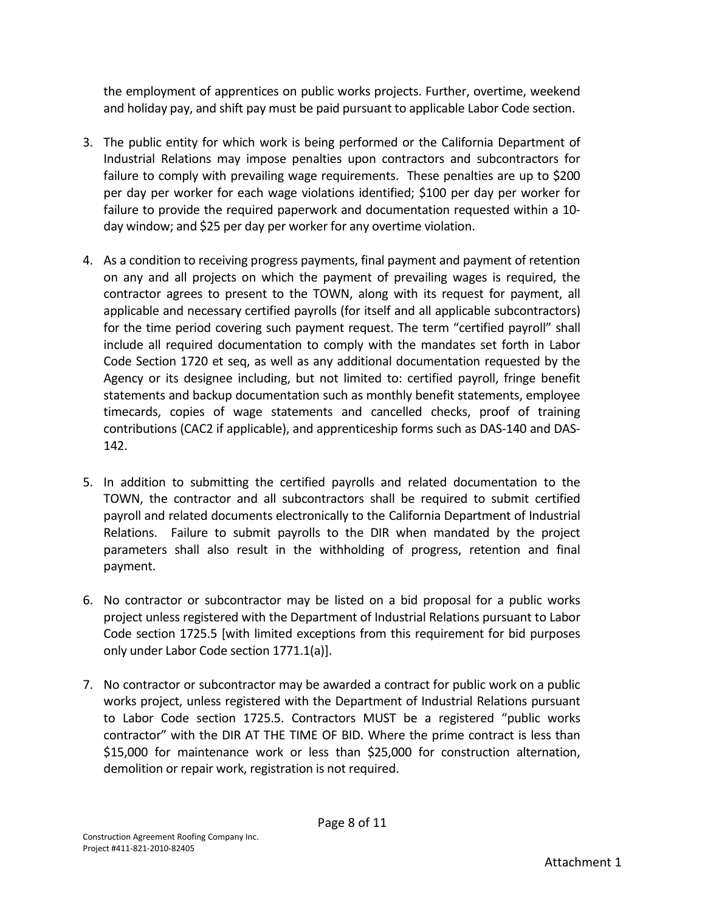the employment of apprentices on public works projects. Further, overtime, weekend and holiday pay, and shift pay must be paid pursuant to applicable Labor Code section.

3. The public entity for which work is being performed or the California Department of Industrial Relations may impose penalties upon contractors and subcontractors for failure to comply with prevailing wage requirements. These penalties are up to $200 per day per worker for each wage violations identified; $100 per day per worker for failure to provide the required paperwork and documentation requested within a 10-day window; and $25 per day per worker for any overtime violation.

4. As a condition to receiving progress payments, final payment and payment of retention on any and all projects on which the payment of prevailing wages is required, the contractor agrees to present to the TOWN, along with its request for payment, all applicable and necessary certified payrolls (for itself and all applicable subcontractors) for the time period covering such payment request. The term "certified payroll" shall include all required documentation to comply with the mandates set forth in Labor Code Section 1720 et seq, as well as any additional documentation requested by the Agency or its designee including, but not limited to: certified payroll, fringe benefit statements and backup documentation such as monthly benefit statements, employee timecards, copies of wage statements and cancelled checks, proof of training contributions (CAC2 if applicable), and apprenticeship forms such as DAS-140 and DAS-142.

5. In addition to submitting the certified payrolls and related documentation to the TOWN, the contractor and all subcontractors shall be required to submit certified payroll and related documents electronically to the California Department of Industrial Relations. Failure to submit payrolls to the DIR when mandated by the project parameters shall also result in the withholding of progress, retention and final payment.

6. No contractor or subcontractor may be listed on a bid proposal for a public works project unless registered with the Department of Industrial Relations pursuant to Labor Code section 1725.5 [with limited exceptions from this requirement for bid purposes only under Labor Code section 1771.1(a)].

7. No contractor or subcontractor may be awarded a contract for public work on a public works project, unless registered with the Department of Industrial Relations pursuant to Labor Code section 1725.5. Contractors MUST be a registered "public works contractor" with the DIR AT THE TIME OF BID. Where the prime contract is less than $15,000 for maintenance work or less than $25,000 for construction alternation, demolition or repair work, registration is not required.

Attachment 1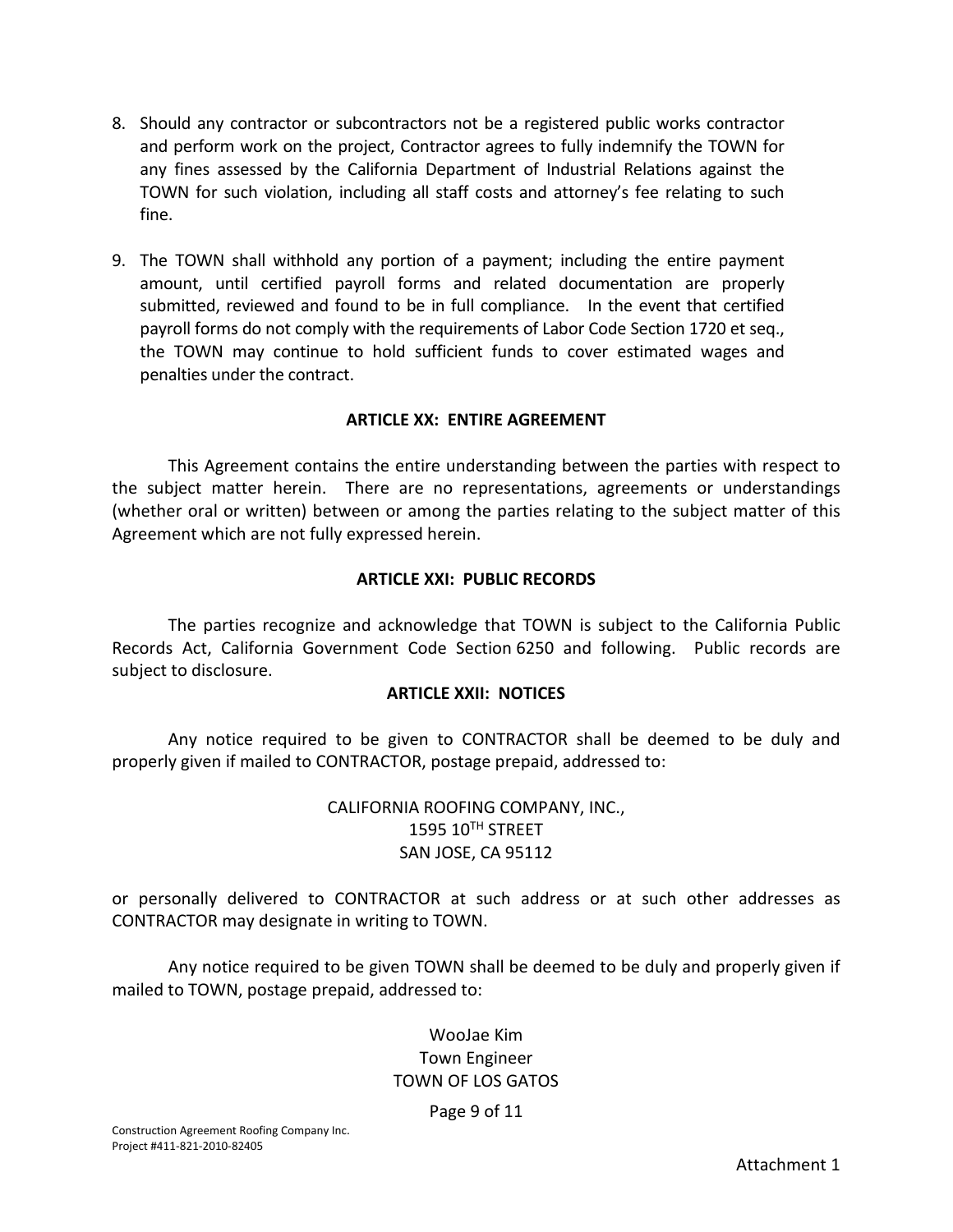8. Should any contractor or subcontractors not be a registered public works contractor and perform work on the project, Contractor agrees to fully indemnify the TOWN for any fines assessed by the California Department of Industrial Relations against the TOWN for such violation, including all staff costs and attorney's fee relating to such fine.

9. The TOWN shall withhold any portion of a payment; including the entire payment amount, until certified payroll forms and related documentation are properly submitted, reviewed and found to be in full compliance. In the event that certified payroll forms do not comply with the requirements of Labor Code Section 1720 et seq., the TOWN may continue to hold sufficient funds to cover estimated wages and penalties under the contract.

**ARTICLE XX: ENTIRE AGREEMENT**

This Agreement contains the entire understanding between the parties with respect to the subject matter herein. There are no representations, agreements or understandings (whether oral or written) between or among the parties relating to the subject matter of this Agreement which are not fully expressed herein.

**ARTICLE XXI: PUBLIC RECORDS**

The parties recognize and acknowledge that TOWN is subject to the California Public Records Act, California Government Code Section 6250 and following. Public records are subject to disclosure.

**ARTICLE XXII: NOTICES**

Any notice required to be given to CONTRACTOR shall be deemed to be duly and properly given if mailed to CONTRACTOR, postage prepaid, addressed to:

CALIFORNIA ROOFING COMPANY, INC.,
1595 10TH STREET
SAN JOSE, CA 95112

or personally delivered to CONTRACTOR at such address or at such other addresses as CONTRACTOR may designate in writing to TOWN.

Any notice required to be given TOWN shall be deemed to be duly and properly given if mailed to TOWN, postage prepaid, addressed to:

WooJae Kim
Town Engineer
TOWN OF LOS GATOS

Construction Agreement Roofing Company Inc.
Project #411-821-2010-82405

Attachment 1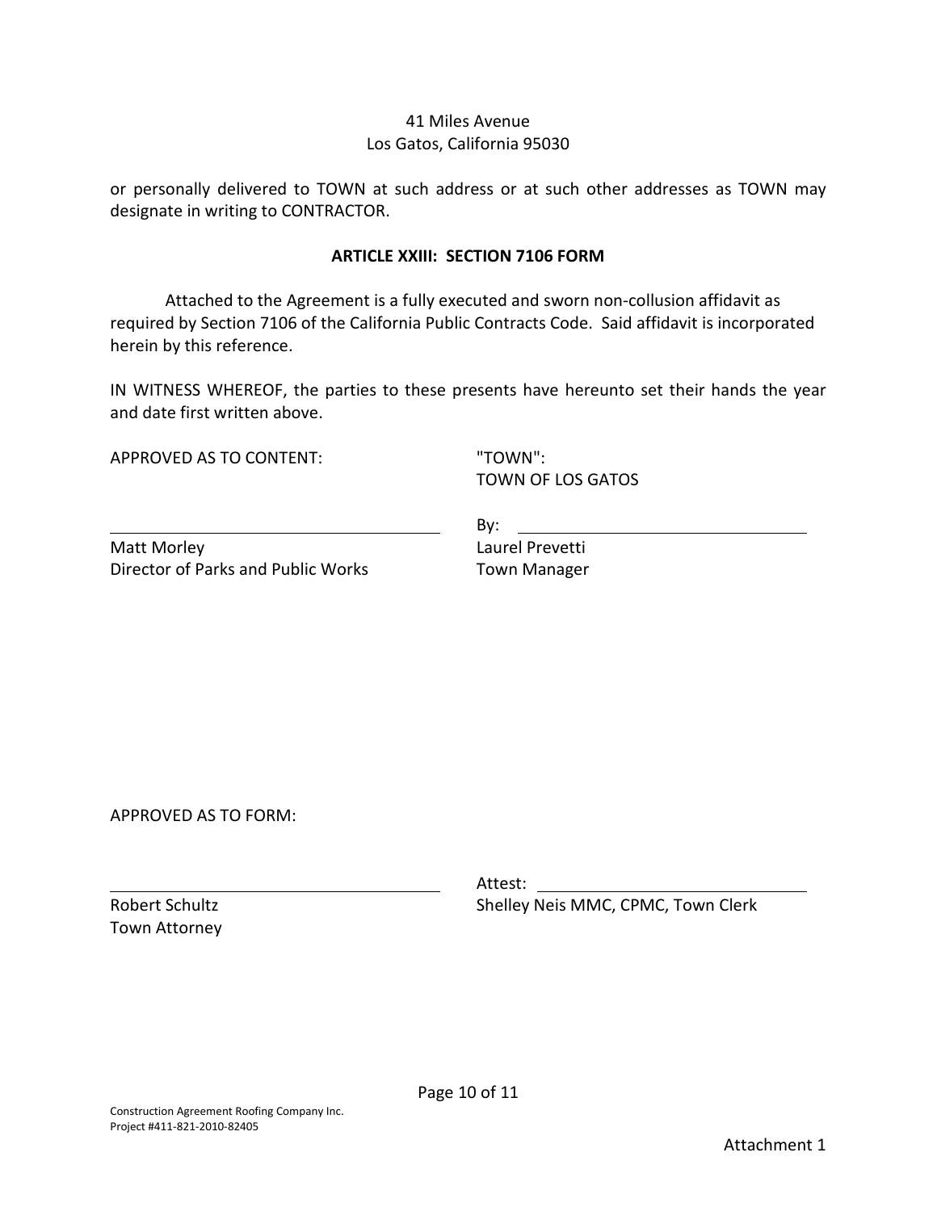41 Miles Avenue
Los Gatos, California 95030

or personally delivered to TOWN at such address or at such other addresses as TOWN may designate in writing to CONTRACTOR.

**ARTICLE XXIII: SECTION 7106 FORM**

Attached to the Agreement is a fully executed and sworn non-collusion affidavit as required by Section 7106 of the California Public Contracts Code. Said affidavit is incorporated herein by this reference.

IN WITNESS WHEREOF, the parties to these presents have hereunto set their hands the year and date first written above.

APPROVED AS TO CONTENT:

\_\_\_\_\_\_\_\_\_\_\_\_\_\_\_\_\_\_\_\_\_\_\_\_\_\_\_\_\_\_\_\_\_\_\_\_
Matt Morley
Director of Parks and Public Works

"TOWN":
TOWN OF LOS GATOS

By: \_\_\_\_\_\_\_\_\_\_\_\_\_\_\_\_\_\_\_\_\_\_\_\_\_\_\_\_\_\_\_\_
Laurel Prevetti
Town Manager

APPROVED AS TO FORM:

\_\_\_\_\_\_\_\_\_\_\_\_\_\_\_\_\_\_\_\_\_\_\_\_\_\_\_\_\_\_\_\_\_\_\_\_
Robert Schultz
Town Attorney

Attest: \_\_\_\_\_\_\_\_\_\_\_\_\_\_\_\_\_\_\_\_\_\_\_\_\_\_\_\_\_\_\_\_
Shelley Neis MMC, CPMC, Town Clerk

Construction Agreement Roofing Company Inc.
Project #411-821-2010-82405

Attachment 1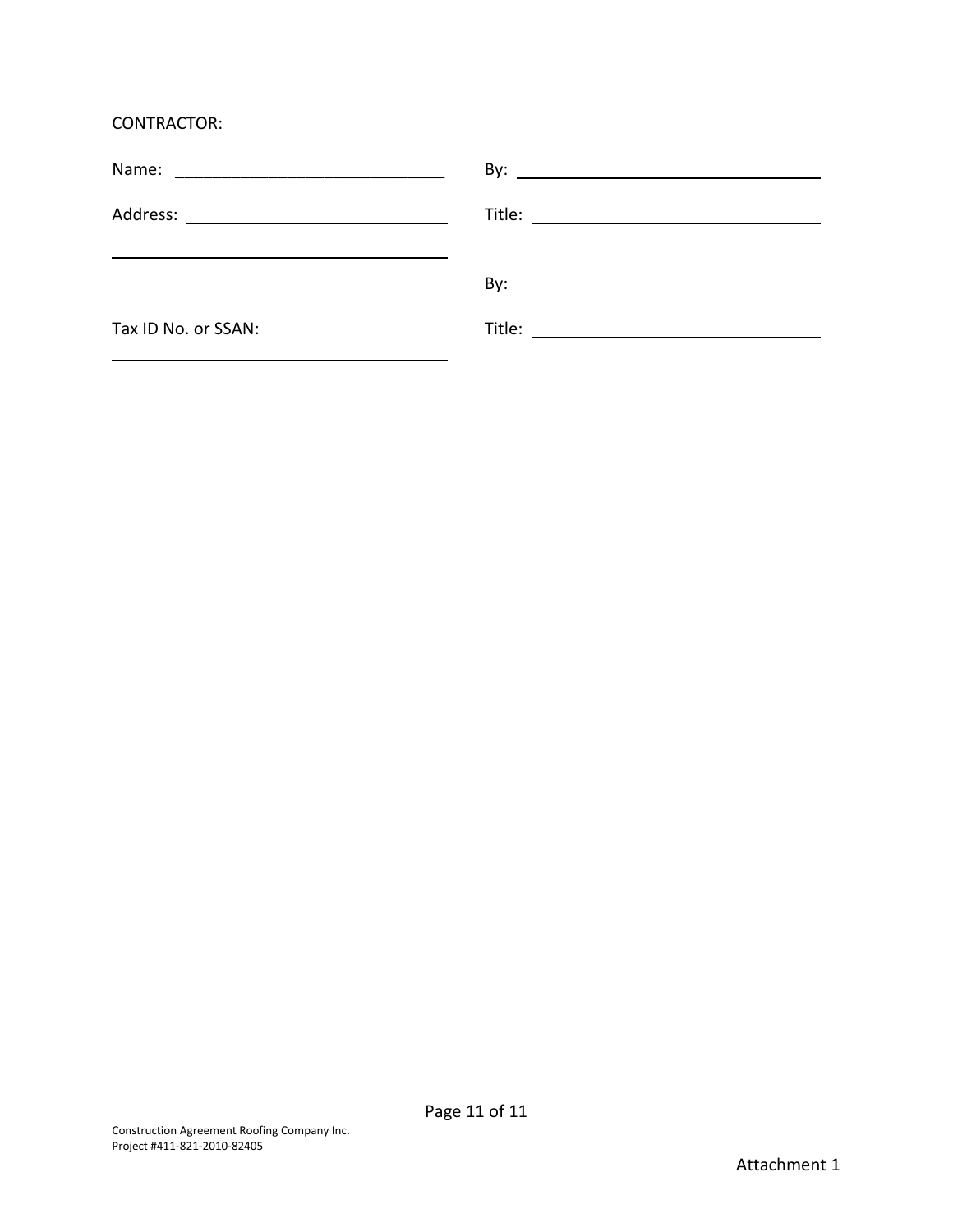CONTRACTOR:

| | |
|---|---|
| Name: _____________________________ | By: _____________________________ |
| Address: _____________________________ | Title: _____________________________ |
| _____________________________ | |
| _____________________________ | By: _____________________________ |
| Tax ID No. or SSAN: | Title: _____________________________ |
| _____________________________ | |

Construction Agreement Roofing Company Inc.
Project #411-821-2010-82405

Attachment 1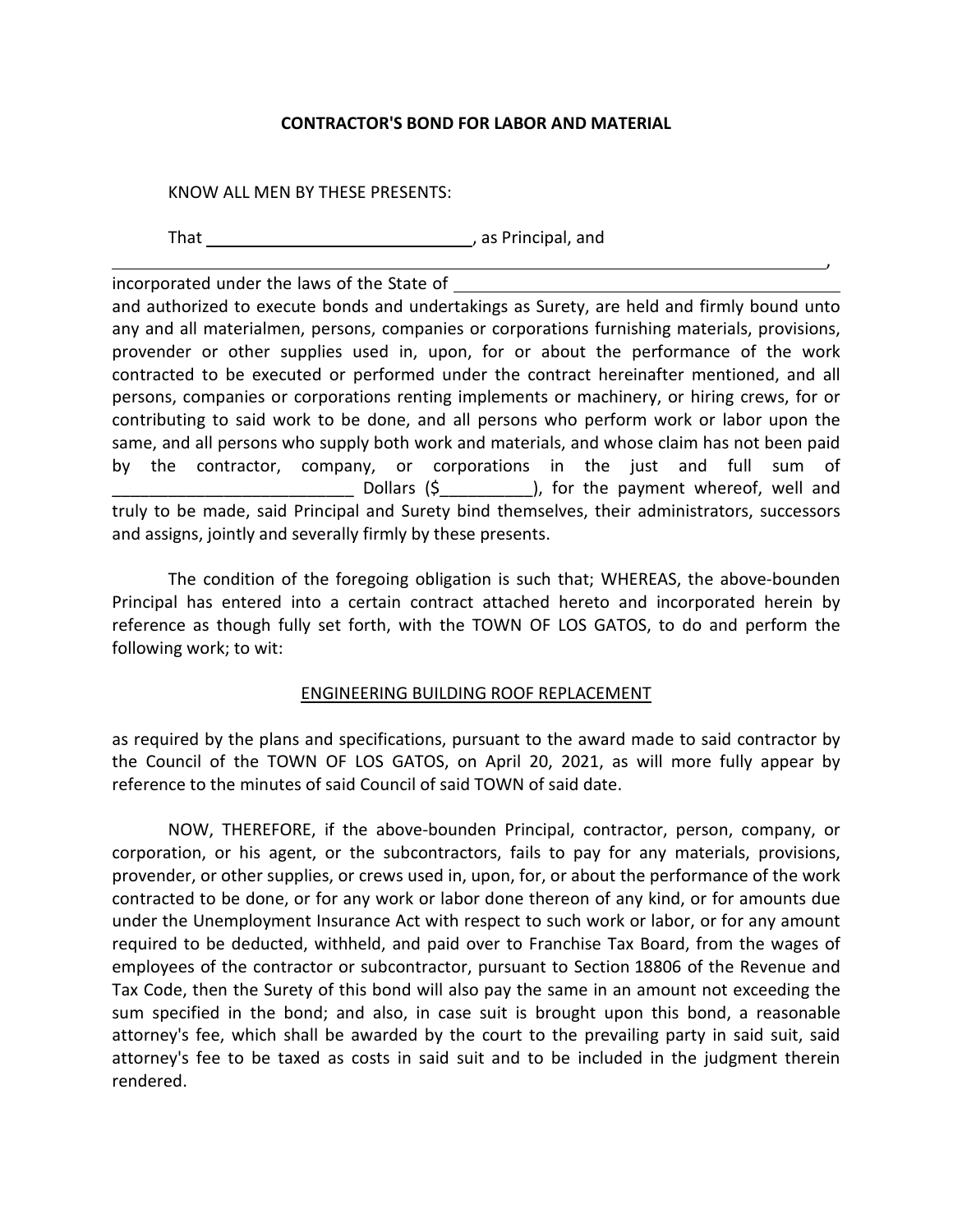**CONTRACTOR'S BOND FOR LABOR AND MATERIAL**

KNOW ALL MEN BY THESE PRESENTS:

That ______________________________, as Principal, and

__________________________________________________________________________________________,

incorporated under the laws of the State of ____________________________________________

and authorized to execute bonds and undertakings as Surety, are held and firmly bound unto any and all materialmen, persons, companies or corporations furnishing materials, provisions, provender or other supplies used in, upon, for or about the performance of the work contracted to be executed or performed under the contract hereinafter mentioned, and all persons, companies or corporations renting implements or machinery, or hiring crews, for or contributing to said work to be done, and all persons who perform work or labor upon the same, and all persons who supply both work and materials, and whose claim has not been paid by the contractor, company, or corporations in the just and full sum of __________________________ Dollars ($__________), for the payment whereof, well and truly to be made, said Principal and Surety bind themselves, their administrators, successors and assigns, jointly and severally firmly by these presents.

The condition of the foregoing obligation is such that; WHEREAS, the above-bounden Principal has entered into a certain contract attached hereto and incorporated herein by reference as though fully set forth, with the TOWN OF LOS GATOS, to do and perform the following work; to wit:

ENGINEERING BUILDING ROOF REPLACEMENT

as required by the plans and specifications, pursuant to the award made to said contractor by the Council of the TOWN OF LOS GATOS, on April 20, 2021, as will more fully appear by reference to the minutes of said Council of said TOWN of said date.

NOW, THEREFORE, if the above-bounden Principal, contractor, person, company, or corporation, or his agent, or the subcontractors, fails to pay for any materials, provisions, provender, or other supplies, or crews used in, upon, for, or about the performance of the work contracted to be done, or for any work or labor done thereon of any kind, or for amounts due under the Unemployment Insurance Act with respect to such work or labor, or for any amount required to be deducted, withheld, and paid over to Franchise Tax Board, from the wages of employees of the contractor or subcontractor, pursuant to Section 18806 of the Revenue and Tax Code, then the Surety of this bond will also pay the same in an amount not exceeding the sum specified in the bond; and also, in case suit is brought upon this bond, a reasonable attorney's fee, which shall be awarded by the court to the prevailing party in said suit, said attorney's fee to be taxed as costs in said suit and to be included in the judgment therein rendered.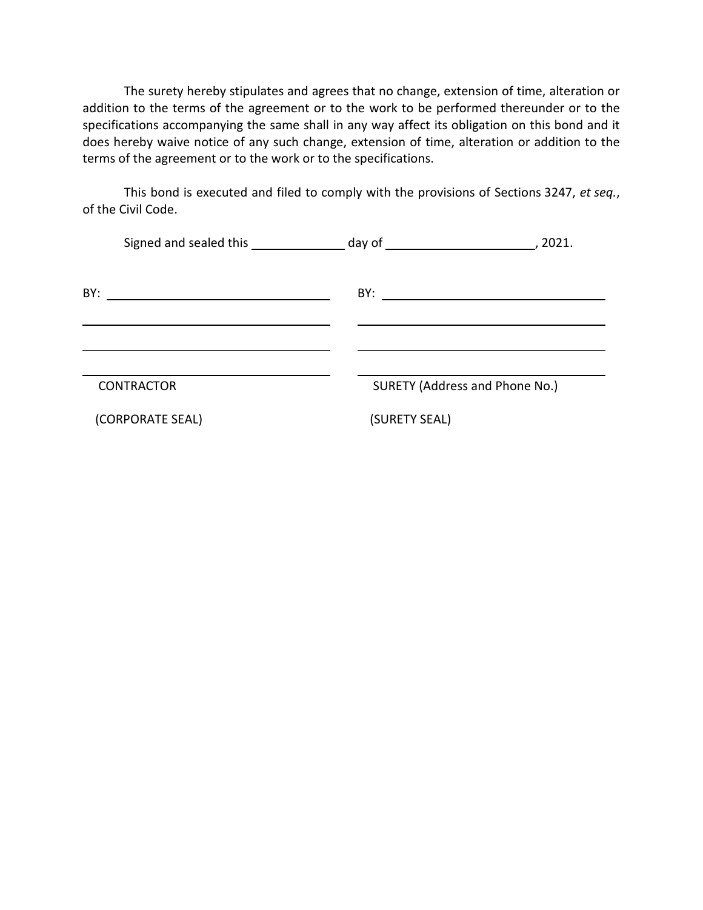The surety hereby stipulates and agrees that no change, extension of time, alteration or addition to the terms of the agreement or to the work to be performed thereunder or to the specifications accompanying the same shall in any way affect its obligation on this bond and it does hereby waive notice of any such change, extension of time, alteration or addition to the terms of the agreement or to the work or to the specifications.

This bond is executed and filed to comply with the provisions of Sections 3247, *et seq.*, of the Civil Code.

Signed and sealed this ______________ day of ______________________, 2021.

| | |
|---|---|
| BY: ________________________________ | BY: ________________________________ |
| ____________________________________ | ____________________________________ |
| ____________________________________ | ____________________________________ |
| ____________________________________ | ____________________________________ |
| CONTRACTOR | SURETY (Address and Phone No.) |
| (CORPORATE SEAL) | (SURETY SEAL) |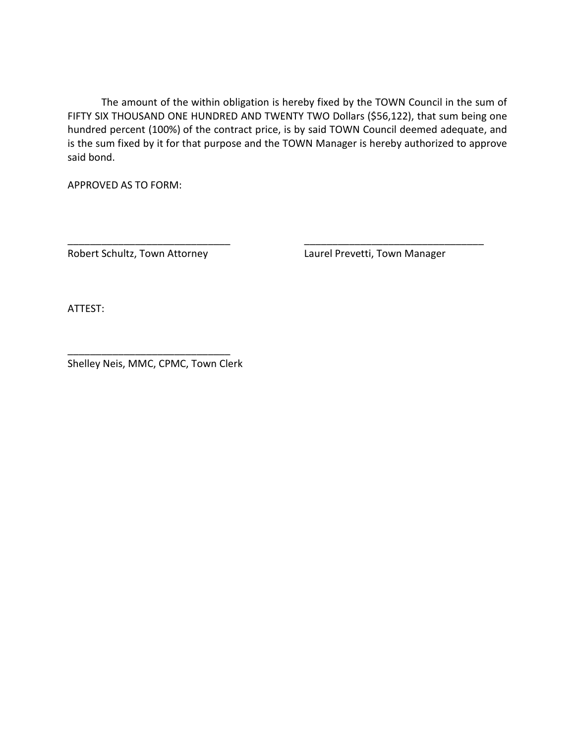The amount of the within obligation is hereby fixed by the TOWN Council in the sum of FIFTY SIX THOUSAND ONE HUNDRED AND TWENTY TWO Dollars ($56,122), that sum being one hundred percent (100%) of the contract price, is by said TOWN Council deemed adequate, and is the sum fixed by it for that purpose and the TOWN Manager is hereby authorized to approve said bond.

APPROVED AS TO FORM:

______________________________
Robert Schultz, Town Attorney

______________________________
Laurel Prevetti, Town Manager

ATTEST:

______________________________
Shelley Neis, MMC, CPMC, Town Clerk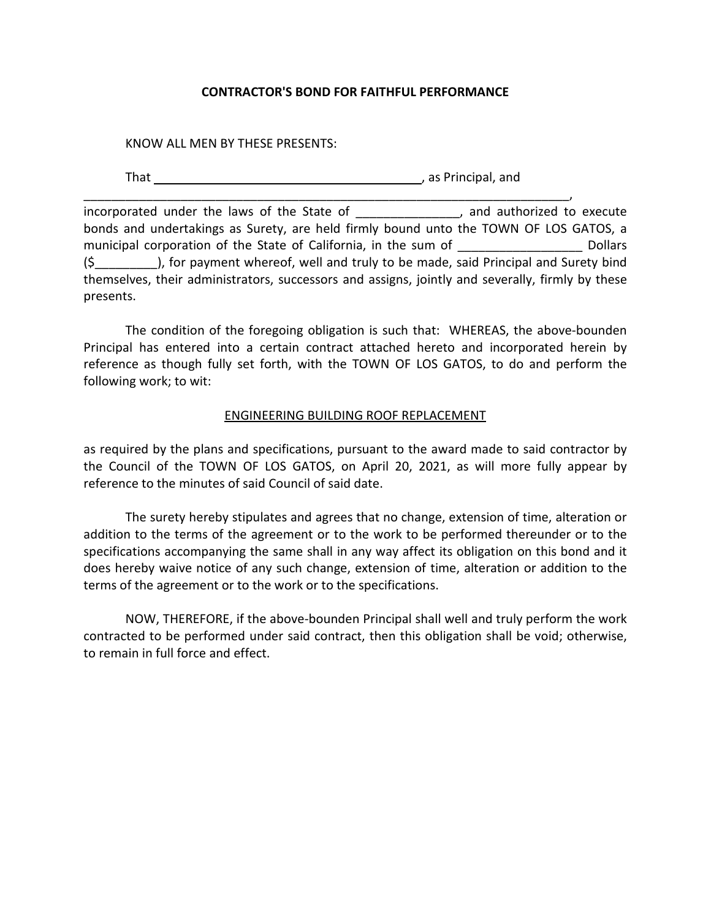**CONTRACTOR'S BOND FOR FAITHFUL PERFORMANCE**

KNOW ALL MEN BY THESE PRESENTS:

That ________________________________________, as Principal, and ___________________________________________________________________________, incorporated under the laws of the State of _______________, and authorized to execute bonds and undertakings as Surety, are held firmly bound unto the TOWN OF LOS GATOS, a municipal corporation of the State of California, in the sum of __________________ Dollars ($_________), for payment whereof, well and truly to be made, said Principal and Surety bind themselves, their administrators, successors and assigns, jointly and severally, firmly by these presents.

The condition of the foregoing obligation is such that: WHEREAS, the above-bounden Principal has entered into a certain contract attached hereto and incorporated herein by reference as though fully set forth, with the TOWN OF LOS GATOS, to do and perform the following work; to wit:

<u>ENGINEERING BUILDING ROOF REPLACEMENT</u>

as required by the plans and specifications, pursuant to the award made to said contractor by the Council of the TOWN OF LOS GATOS, on April 20, 2021, as will more fully appear by reference to the minutes of said Council of said date.

The surety hereby stipulates and agrees that no change, extension of time, alteration or addition to the terms of the agreement or to the work to be performed thereunder or to the specifications accompanying the same shall in any way affect its obligation on this bond and it does hereby waive notice of any such change, extension of time, alteration or addition to the terms of the agreement or to the work or to the specifications.

NOW, THEREFORE, if the above-bounden Principal shall well and truly perform the work contracted to be performed under said contract, then this obligation shall be void; otherwise, to remain in full force and effect.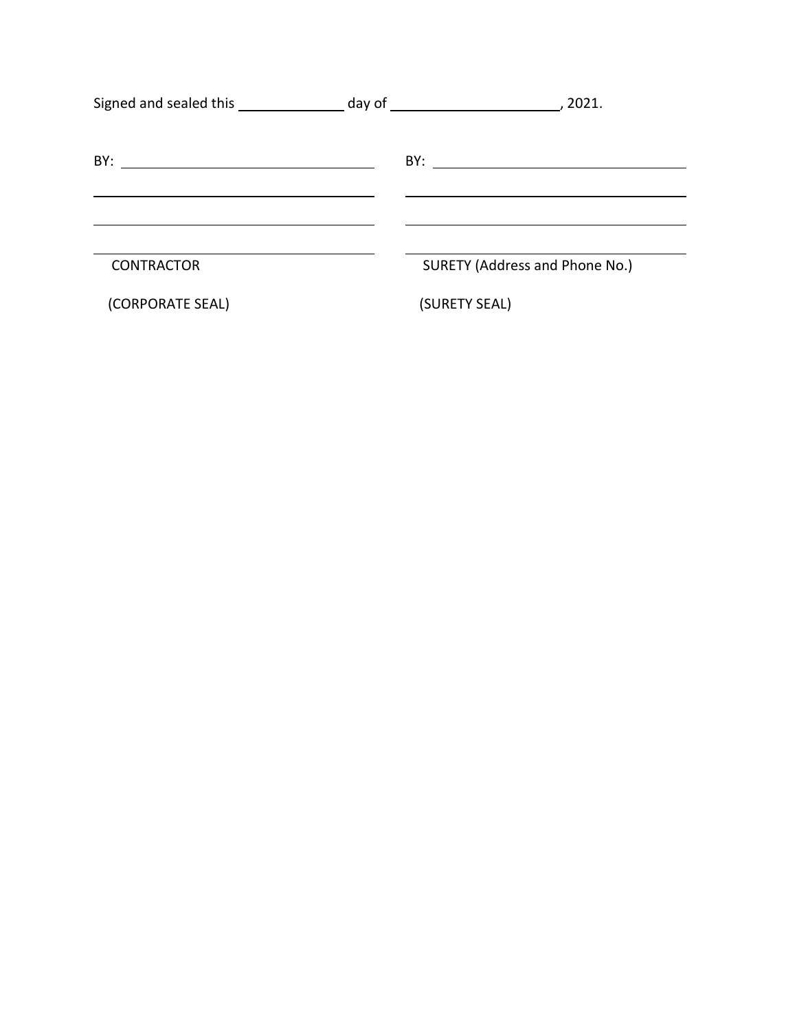Signed and sealed this ______________ day of ______________________, 2021.

| | |
|---|---|
| BY: ________________________________ | BY: ________________________________ |
| ____________________________________ | ____________________________________ |
| ____________________________________ | ____________________________________ |
| ____________________________________ | ____________________________________ |
| CONTRACTOR | SURETY (Address and Phone No.) |
| (CORPORATE SEAL) | (SURETY SEAL) |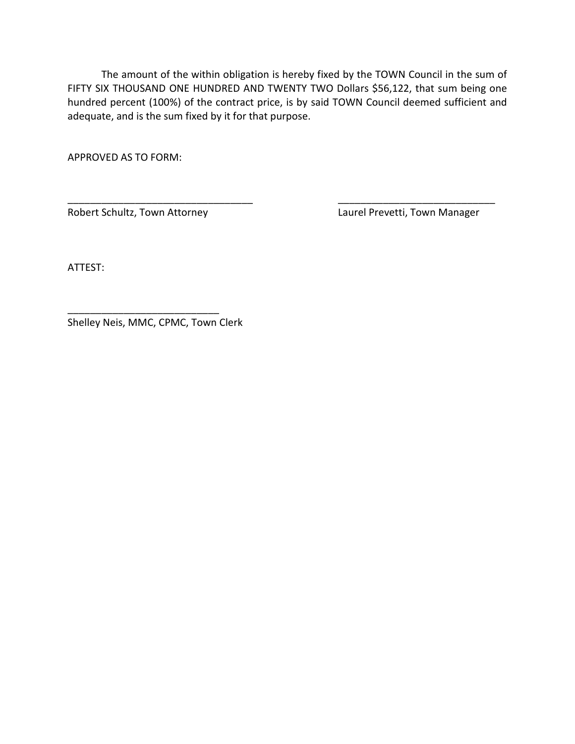The amount of the within obligation is hereby fixed by the TOWN Council in the sum of FIFTY SIX THOUSAND ONE HUNDRED AND TWENTY TWO Dollars $56,122, that sum being one hundred percent (100%) of the contract price, is by said TOWN Council deemed sufficient and adequate, and is the sum fixed by it for that purpose.

APPROVED AS TO FORM:

__________________________________
Robert Schultz, Town Attorney

_____________________________
Laurel Prevetti, Town Manager

ATTEST:

____________________________
Shelley Neis, MMC, CPMC, Town Clerk